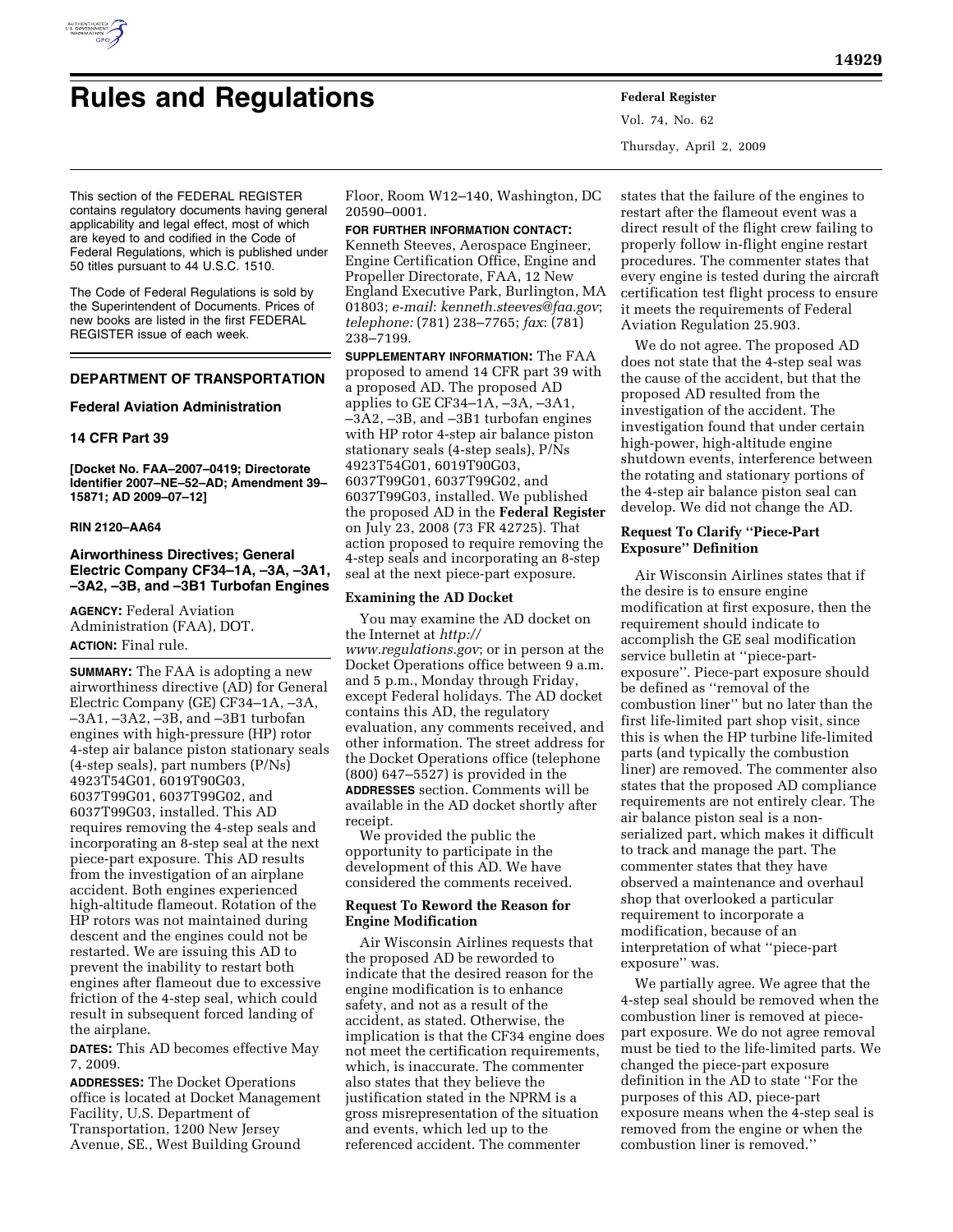# Rules and Regulations

This section of the FEDERAL REGISTER contains regulatory documents having general applicability and legal effect, most of which are keyed to and codified in the Code of Federal Regulations, which is published under 50 titles pursuant to 44 U.S.C. 1510.

The Code of Federal Regulations is sold by the Superintendent of Documents. Prices of new books are listed in the first FEDERAL REGISTER issue of each week.

## DEPARTMENT OF TRANSPORTATION

### Federal Aviation Administration

### 14 CFR Part 39

**[Docket No. FAA–2007–0419; Directorate Identifier 2007–NE–52–AD; Amendment 39–15871; AD 2009–07–12]**

**RIN 2120–AA64**

### Airworthiness Directives; General Electric Company CF34–1A, –3A, –3A1, –3A2, –3B, and –3B1 Turbofan Engines

**AGENCY:** Federal Aviation Administration (FAA), DOT.

**ACTION:** Final rule.

**SUMMARY:** The FAA is adopting a new airworthiness directive (AD) for General Electric Company (GE) CF34–1A, –3A, –3A1, –3A2, –3B, and –3B1 turbofan engines with high-pressure (HP) rotor 4-step air balance piston stationary seals (4-step seals), part numbers (P/Ns) 4923T54G01, 6019T90G03, 6037T99G01, 6037T99G02, and 6037T99G03, installed. This AD requires removing the 4-step seals and incorporating an 8-step seal at the next piece-part exposure. This AD results from the investigation of an airplane accident. Both engines experienced high-altitude flameout. Rotation of the HP rotors was not maintained during descent and the engines could not be restarted. We are issuing this AD to prevent the inability to restart both engines after flameout due to excessive friction of the 4-step seal, which could result in subsequent forced landing of the airplane.

**DATES:** This AD becomes effective May 7, 2009.

**ADDRESSES:** The Docket Operations office is located at Docket Management Facility, U.S. Department of Transportation, 1200 New Jersey Avenue, SE., West Building Ground Floor, Room W12–140, Washington, DC 20590–0001.

**FOR FURTHER INFORMATION CONTACT:** Kenneth Steeves, Aerospace Engineer, Engine Certification Office, Engine and Propeller Directorate, FAA, 12 New England Executive Park, Burlington, MA 01803; *e-mail*: *kenneth.steeves@faa.gov*; *telephone:* (781) 238–7765; *fax*: (781) 238–7199.

**SUPPLEMENTARY INFORMATION:** The FAA proposed to amend 14 CFR part 39 with a proposed AD. The proposed AD applies to GE CF34–1A, –3A, –3A1, –3A2, –3B, and –3B1 turbofan engines with HP rotor 4-step air balance piston stationary seals (4-step seals), P/Ns 4923T54G01, 6019T90G03, 6037T99G01, 6037T99G02, and 6037T99G03, installed. We published the proposed AD in the **Federal Register** on July 23, 2008 (73 FR 42725). That action proposed to require removing the 4-step seals and incorporating an 8-step seal at the next piece-part exposure.

#### Examining the AD Docket

You may examine the AD docket on the Internet at *http://www.regulations.gov*; or in person at the Docket Operations office between 9 a.m. and 5 p.m., Monday through Friday, except Federal holidays. The AD docket contains this AD, the regulatory evaluation, any comments received, and other information. The street address for the Docket Operations office (telephone (800) 647–5527) is provided in the **ADDRESSES** section. Comments will be available in the AD docket shortly after receipt.

We provided the public the opportunity to participate in the development of this AD. We have considered the comments received.

#### Request To Reword the Reason for Engine Modification

Air Wisconsin Airlines requests that the proposed AD be reworded to indicate that the desired reason for the engine modification is to enhance safety, and not as a result of the accident, as stated. Otherwise, the implication is that the CF34 engine does not meet the certification requirements, which, is inaccurate. The commenter also states that they believe the justification stated in the NPRM is a gross misrepresentation of the situation and events, which led up to the referenced accident. The commenter states that the failure of the engines to restart after the flameout event was a direct result of the flight crew failing to properly follow in-flight engine restart procedures. The commenter states that every engine is tested during the aircraft certification test flight process to ensure it meets the requirements of Federal Aviation Regulation 25.903.

We do not agree. The proposed AD does not state that the 4-step seal was the cause of the accident, but that the proposed AD resulted from the investigation of the accident. The investigation found that under certain high-power, high-altitude engine shutdown events, interference between the rotating and stationary portions of the 4-step air balance piston seal can develop. We did not change the AD.

#### Request To Clarify "Piece-Part Exposure" Definition

Air Wisconsin Airlines states that if the desire is to ensure engine modification at first exposure, then the requirement should indicate to accomplish the GE seal modification service bulletin at "piece-part-exposure". Piece-part exposure should be defined as "removal of the combustion liner" but no later than the first life-limited part shop visit, since this is when the HP turbine life-limited parts (and typically the combustion liner) are removed. The commenter also states that the proposed AD compliance requirements are not entirely clear. The air balance piston seal is a non-serialized part, which makes it difficult to track and manage the part. The commenter states that they have observed a maintenance and overhaul shop that overlooked a particular requirement to incorporate a modification, because of an interpretation of what "piece-part exposure" was.

We partially agree. We agree that the 4-step seal should be removed when the combustion liner is removed at piece-part exposure. We do not agree removal must be tied to the life-limited parts. We changed the piece-part exposure definition in the AD to state "For the purposes of this AD, piece-part exposure means when the 4-step seal is removed from the engine or when the combustion liner is removed."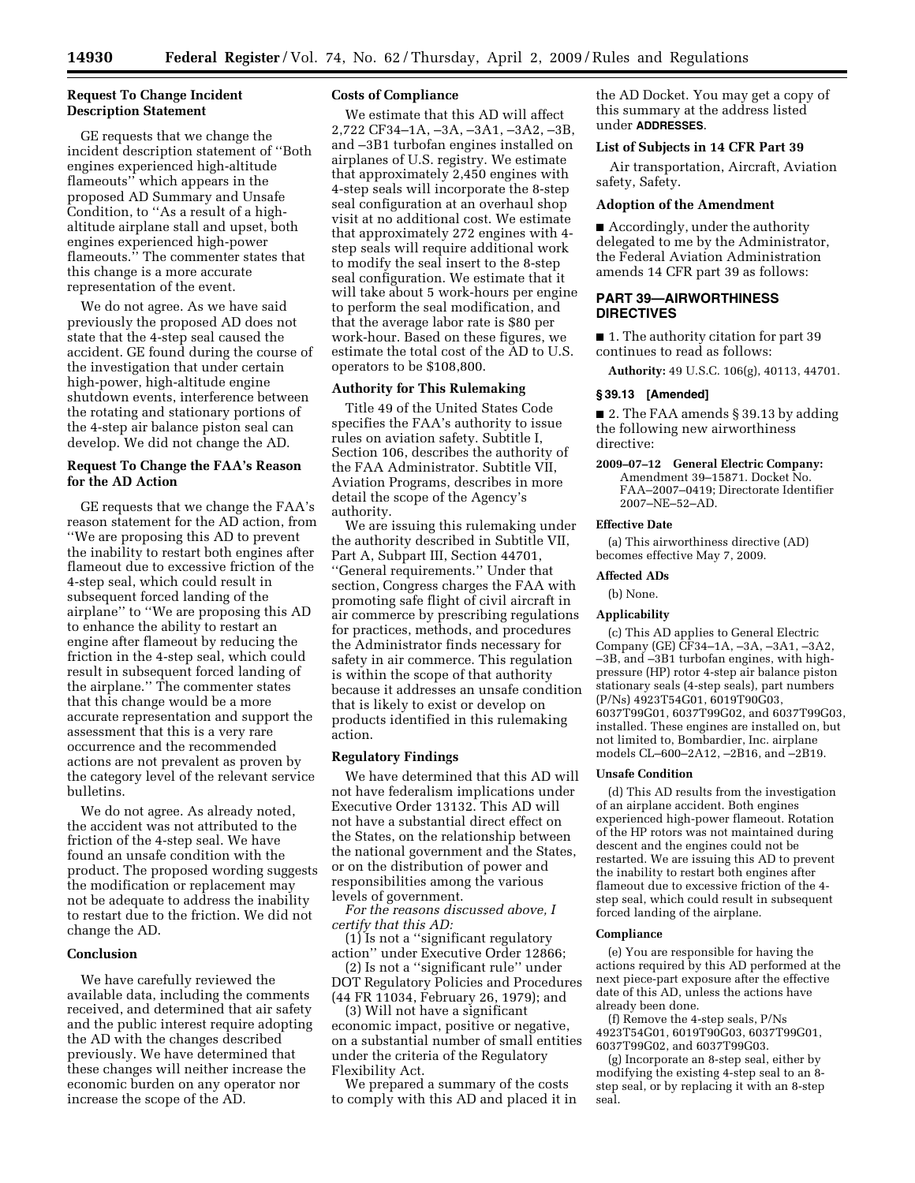**Request To Change Incident Description Statement**

GE requests that we change the incident description statement of "Both engines experienced high-altitude flameouts" which appears in the proposed AD Summary and Unsafe Condition, to "As a result of a high-altitude airplane stall and upset, both engines experienced high-power flameouts." The commenter states that this change is a more accurate representation of the event.

We do not agree. As we have said previously the proposed AD does not state that the 4-step seal caused the accident. GE found during the course of the investigation that under certain high-power, high-altitude engine shutdown events, interference between the rotating and stationary portions of the 4-step air balance piston seal can develop. We did not change the AD.

**Request To Change the FAA's Reason for the AD Action**

GE requests that we change the FAA's reason statement for the AD action, from "We are proposing this AD to prevent the inability to restart both engines after flameout due to excessive friction of the 4-step seal, which could result in subsequent forced landing of the airplane" to "We are proposing this AD to enhance the ability to restart an engine after flameout by reducing the friction in the 4-step seal, which could result in subsequent forced landing of the airplane." The commenter states that this change would be a more accurate representation and support the assessment that this is a very rare occurrence and the recommended actions are not prevalent as proven by the category level of the relevant service bulletins.

We do not agree. As already noted, the accident was not attributed to the friction of the 4-step seal. We have found an unsafe condition with the product. The proposed wording suggests the modification or replacement may not be adequate to address the inability to restart due to the friction. We did not change the AD.

**Conclusion**

We have carefully reviewed the available data, including the comments received, and determined that air safety and the public interest require adopting the AD with the changes described previously. We have determined that these changes will neither increase the economic burden on any operator nor increase the scope of the AD.

**Costs of Compliance**

We estimate that this AD will affect 2,722 CF34–1A, –3A, –3A1, –3A2, –3B, and –3B1 turbofan engines installed on airplanes of U.S. registry. We estimate that approximately 2,450 engines with 4-step seals will incorporate the 8-step seal configuration at an overhaul shop visit at no additional cost. We estimate that approximately 272 engines with 4-step seals will require additional work to modify the seal insert to the 8-step seal configuration. We estimate that it will take about 5 work-hours per engine to perform the seal modification, and that the average labor rate is $80 per work-hour. Based on these figures, we estimate the total cost of the AD to U.S. operators to be $108,800.

**Authority for This Rulemaking**

Title 49 of the United States Code specifies the FAA's authority to issue rules on aviation safety. Subtitle I, Section 106, describes the authority of the FAA Administrator. Subtitle VII, Aviation Programs, describes in more detail the scope of the Agency's authority.

We are issuing this rulemaking under the authority described in Subtitle VII, Part A, Subpart III, Section 44701, "General requirements." Under that section, Congress charges the FAA with promoting safe flight of civil aircraft in air commerce by prescribing regulations for practices, methods, and procedures the Administrator finds necessary for safety in air commerce. This regulation is within the scope of that authority because it addresses an unsafe condition that is likely to exist or develop on products identified in this rulemaking action.

**Regulatory Findings**

We have determined that this AD will not have federalism implications under Executive Order 13132. This AD will not have a substantial direct effect on the States, on the relationship between the national government and the States, or on the distribution of power and responsibilities among the various levels of government.

*For the reasons discussed above, I certify that this AD:*

(1) Is not a "significant regulatory action" under Executive Order 12866;

(2) Is not a "significant rule" under DOT Regulatory Policies and Procedures (44 FR 11034, February 26, 1979); and

(3) Will not have a significant economic impact, positive or negative, on a substantial number of small entities under the criteria of the Regulatory Flexibility Act.

We prepared a summary of the costs to comply with this AD and placed it in the AD Docket. You may get a copy of this summary at the address listed under **ADDRESSES**.

**List of Subjects in 14 CFR Part 39**

Air transportation, Aircraft, Aviation safety, Safety.

**Adoption of the Amendment**

■ Accordingly, under the authority delegated to me by the Administrator, the Federal Aviation Administration amends 14 CFR part 39 as follows:

## PART 39—AIRWORTHINESS DIRECTIVES

■ 1. The authority citation for part 39 continues to read as follows:

**Authority:** 49 U.S.C. 106(g), 40113, 44701.

### § 39.13 [Amended]

■ 2. The FAA amends § 39.13 by adding the following new airworthiness directive:

**2009–07–12 General Electric Company:** Amendment 39–15871. Docket No. FAA–2007–0419; Directorate Identifier 2007–NE–52–AD.

**Effective Date**

(a) This airworthiness directive (AD) becomes effective May 7, 2009.

**Affected ADs**

(b) None.

**Applicability**

(c) This AD applies to General Electric Company (GE) CF34–1A, –3A, –3A1, –3A2, –3B, and –3B1 turbofan engines, with high-pressure (HP) rotor 4-step air balance piston stationary seals (4-step seals), part numbers (P/Ns) 4923T54G01, 6019T90G03, 6037T99G01, 6037T99G02, and 6037T99G03, installed. These engines are installed on, but not limited to, Bombardier, Inc. airplane models CL–600–2A12, –2B16, and –2B19.

**Unsafe Condition**

(d) This AD results from the investigation of an airplane accident. Both engines experienced high-power flameout. Rotation of the HP rotors was not maintained during descent and the engines could not be restarted. We are issuing this AD to prevent the inability to restart both engines after flameout due to excessive friction of the 4-step seal, which could result in subsequent forced landing of the airplane.

**Compliance**

(e) You are responsible for having the actions required by this AD performed at the next piece-part exposure after the effective date of this AD, unless the actions have already been done.

(f) Remove the 4-step seals, P/Ns 4923T54G01, 6019T90G03, 6037T99G01, 6037T99G02, and 6037T99G03.

(g) Incorporate an 8-step seal, either by modifying the existing 4-step seal to an 8-step seal, or by replacing it with an 8-step seal.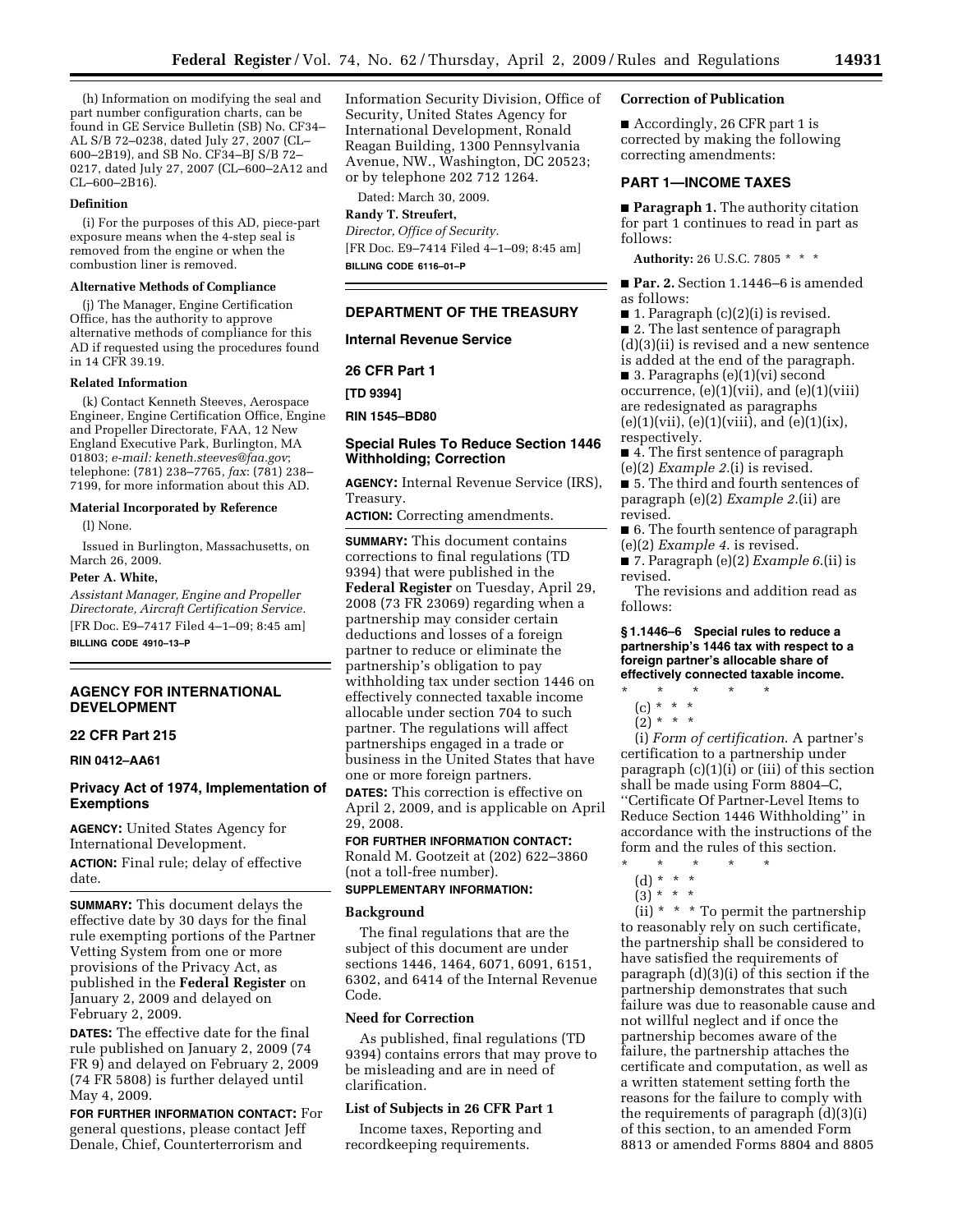(h) Information on modifying the seal and part number configuration charts, can be found in GE Service Bulletin (SB) No. CF34–AL S/B 72–0238, dated July 27, 2007 (CL–600–2B19), and SB No. CF34–BJ S/B 72–0217, dated July 27, 2007 (CL–600–2A12 and CL–600–2B16).

**Definition**

(i) For the purposes of this AD, piece-part exposure means when the 4-step seal is removed from the engine or when the combustion liner is removed.

**Alternative Methods of Compliance**

(j) The Manager, Engine Certification Office, has the authority to approve alternative methods of compliance for this AD if requested using the procedures found in 14 CFR 39.19.

**Related Information**

(k) Contact Kenneth Steeves, Aerospace Engineer, Engine Certification Office, Engine and Propeller Directorate, FAA, 12 New England Executive Park, Burlington, MA 01803; *e-mail: kenneth.steeves@faa.gov*; telephone: (781) 238–7765, *fax*: (781) 238–7199, for more information about this AD.

**Material Incorporated by Reference**

(l) None.

Issued in Burlington, Massachusetts, on March 26, 2009.

**Peter A. White,**

*Assistant Manager, Engine and Propeller Directorate, Aircraft Certification Service.*

[FR Doc. E9–7417 Filed 4–1–09; 8:45 am]

**BILLING CODE 4910–13–P**

## AGENCY FOR INTERNATIONAL DEVELOPMENT

### 22 CFR Part 215

**RIN 0412–AA61**

### Privacy Act of 1974, Implementation of Exemptions

**AGENCY:** United States Agency for International Development.

**ACTION:** Final rule; delay of effective date.

**SUMMARY:** This document delays the effective date by 30 days for the final rule exempting portions of the Partner Vetting System from one or more provisions of the Privacy Act, as published in the **Federal Register** on January 2, 2009 and delayed on February 2, 2009.

**DATES:** The effective date for the final rule published on January 2, 2009 (74 FR 9) and delayed on February 2, 2009 (74 FR 5808) is further delayed until May 4, 2009.

**FOR FURTHER INFORMATION CONTACT:** For general questions, please contact Jeff Denale, Chief, Counterterrorism and Information Security Division, Office of Security, United States Agency for International Development, Ronald Reagan Building, 1300 Pennsylvania Avenue, NW., Washington, DC 20523; or by telephone 202 712 1264.

Dated: March 30, 2009.

**Randy T. Streufert,**

*Director, Office of Security.*

[FR Doc. E9–7414 Filed 4–1–09; 8:45 am]

**BILLING CODE 6116–01–P**

## DEPARTMENT OF THE TREASURY

### Internal Revenue Service

### 26 CFR Part 1

**[TD 9394]**

**RIN 1545–BD80**

### Special Rules To Reduce Section 1446 Withholding; Correction

**AGENCY:** Internal Revenue Service (IRS), Treasury.

**ACTION:** Correcting amendments.

**SUMMARY:** This document contains corrections to final regulations (TD 9394) that were published in the **Federal Register** on Tuesday, April 29, 2008 (73 FR 23069) regarding when a partnership may consider certain deductions and losses of a foreign partner to reduce or eliminate the partnership's obligation to pay withholding tax under section 1446 on effectively connected taxable income allocable under section 704 to such partner. The regulations will affect partnerships engaged in a trade or business in the United States that have one or more foreign partners.

**DATES:** This correction is effective on April 2, 2009, and is applicable on April 29, 2008.

**FOR FURTHER INFORMATION CONTACT:** Ronald M. Gootzeit at (202) 622–3860 (not a toll-free number).

**SUPPLEMENTARY INFORMATION:**

**Background**

The final regulations that are the subject of this document are under sections 1446, 1464, 6071, 6091, 6151, 6302, and 6414 of the Internal Revenue Code.

**Need for Correction**

As published, final regulations (TD 9394) contains errors that may prove to be misleading and are in need of clarification.

**List of Subjects in 26 CFR Part 1**

Income taxes, Reporting and recordkeeping requirements.

**Correction of Publication**

■ Accordingly, 26 CFR part 1 is corrected by making the following correcting amendments:

**PART 1—INCOME TAXES**

■ **Paragraph 1.** The authority citation for part 1 continues to read in part as follows:

**Authority:** 26 U.S.C. 7805 * * *

■ **Par. 2.** Section 1.1446–6 is amended as follows:

■ 1. Paragraph (c)(2)(i) is revised.

■ 2. The last sentence of paragraph (d)(3)(ii) is revised and a new sentence is added at the end of the paragraph.

■ 3. Paragraphs (e)(1)(vi) second occurrence, (e)(1)(vii), and (e)(1)(viii) are redesignated as paragraphs (e)(1)(vii), (e)(1)(viii), and (e)(1)(ix), respectively.

■ 4. The first sentence of paragraph (e)(2) *Example 2*.(i) is revised.

■ 5. The third and fourth sentences of paragraph (e)(2) *Example 2*.(ii) are revised.

■ 6. The fourth sentence of paragraph (e)(2) *Example 4*. is revised.

■ 7. Paragraph (e)(2) *Example 6*.(ii) is revised.

The revisions and addition read as follows:

**§ 1.1446–6 Special rules to reduce a partnership's 1446 tax with respect to a foreign partner's allocable share of effectively connected taxable income.**

\* \* \* \* \*

(c) * * *

(2) * * *

(i) *Form of certification*. A partner's certification to a partnership under paragraph (c)(1)(i) or (iii) of this section shall be made using Form 8804–C, ''Certificate Of Partner-Level Items to Reduce Section 1446 Withholding'' in accordance with the instructions of the form and the rules of this section.

\* \* \* \* \*

(d) * * *

(3) * * *

(ii) * * * To permit the partnership to reasonably rely on such certificate, the partnership shall be considered to have satisfied the requirements of paragraph (d)(3)(i) of this section if the partnership demonstrates that such failure was due to reasonable cause and not willful neglect and if once the partnership becomes aware of the failure, the partnership attaches the certificate and computation, as well as a written statement setting forth the reasons for the failure to comply with the requirements of paragraph (d)(3)(i) of this section, to an amended Form 8813 or amended Forms 8804 and 8805